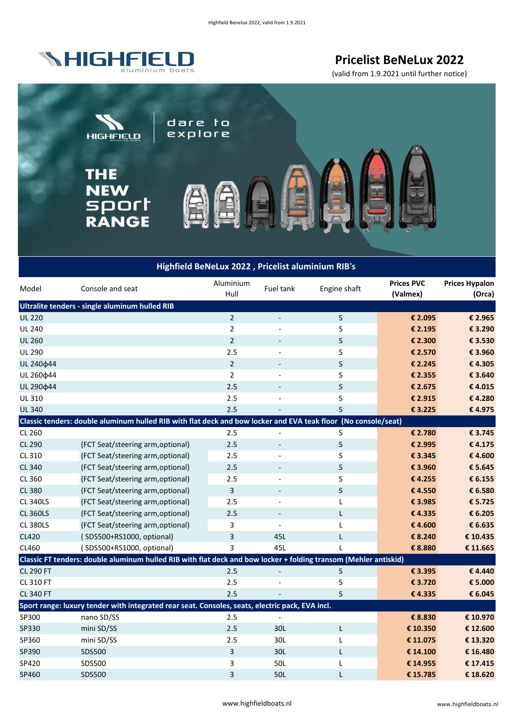# Pricelist BeNeLux 2022

(valid from 1.9.2021 until further notice)

HIGHFIELD aluminium boats

dare to explore

THE NEW sport RANGE

## Highfield BeNeLux 2022 , Pricelist aluminium RIB's

| Model | Console and seat | Aluminium Hull | Fuel tank | Engine shaft | Prices PVC (Valmex) | Prices Hypalon (Orca) |
|---|---|---|---|---|---|---|
| **Ultralite tenders - single aluminum hulled RIB** | | | | | | |
| UL 220 | | 2 | - | S | € 2.095 | € 2.965 |
| UL 240 | | 2 | - | S | € 2.195 | € 3.290 |
| UL 260 | | 2 | - | S | € 2.300 | € 3.530 |
| UL 290 | | 2.5 | - | S | € 2.570 | € 3.960 |
| UL 240ϕ44 | | 2 | - | S | € 2.245 | € 4.305 |
| UL 260ϕ44 | | 2 | - | S | € 2.355 | € 3.640 |
| UL 290ϕ44 | | 2.5 | - | S | € 2.675 | € 4.015 |
| UL 310 | | 2.5 | - | S | € 2.915 | € 4.280 |
| UL 340 | | 2.5 | - | S | € 3.225 | € 4.975 |
| **Classic tenders: double aluminum hulled RIB with flat deck and bow locker and EVA teak floor (No console/seat)** | | | | | | |
| CL 260 | | 2.5 | - | S | € 2.780 | € 3.745 |
| CL 290 | (FCT Seat/steering arm,optional) | 2.5 | - | S | € 2.995 | € 4.175 |
| CL 310 | (FCT Seat/steering arm,optional) | 2.5 | - | S | € 3.345 | € 4.600 |
| CL 340 | (FCT Seat/steering arm,optional) | 2.5 | - | S | € 3.960 | € 5.645 |
| CL 360 | (FCT Seat/steering arm,optional) | 2.5 | - | S | € 4.255 | € 6.155 |
| CL 380 | (FCT Seat/steering arm,optional) | 3 | - | S | € 4.550 | € 6.580 |
| CL 340LS | (FCT Seat/steering arm,optional) | 2.5 | - | L | € 3.985 | € 5.725 |
| CL 360LS | (FCT Seat/steering arm,optional) | 2.5 | - | L | € 4.335 | € 6.205 |
| CL 380LS | (FCT Seat/steering arm,optional) | 3 | - | L | € 4.600 | € 6.635 |
| CL420 | ( SDS500+RS1000, optional) | 3 | 45L | L | € 8.240 | € 10.435 |
| CL460 | ( SDS500+RS1000, optional) | 3 | 45L | L | € 8.880 | € 11.665 |
| **Classic FT tenders: double aluminum hulled RIB with flat deck and bow locker + folding transom (Mehler antiskid)** | | | | | | |
| CL 290 FT | | 2.5 | - | S | € 3.395 | € 4.440 |
| CL 310 FT | | 2.5 | - | S | € 3.720 | € 5.000 |
| CL 340 FT | | 2.5 | - | S | € 4.335 | € 6.045 |
| **Sport range: luxury tender with integrated rear seat. Consoles, seats, electric pack, EVA incl.** | | | | | | |
| SP300 | nano SD/SS | 2.5 | - | | € 8.830 | € 10.970 |
| SP330 | mini SD/SS | 2.5 | 30L | L | € 10.350 | € 12.600 |
| SP360 | mini SD/SS | 2.5 | 30L | L | € 11.075 | € 13.320 |
| SP390 | SDS500 | 3 | 30L | L | € 14.100 | € 16.480 |
| SP420 | SDS500 | 3 | 50L | L | € 14.955 | € 17.415 |
| SP460 | SDS500 | 3 | 50L | L | € 15.785 | € 18.620 |

www.highfieldboats.nl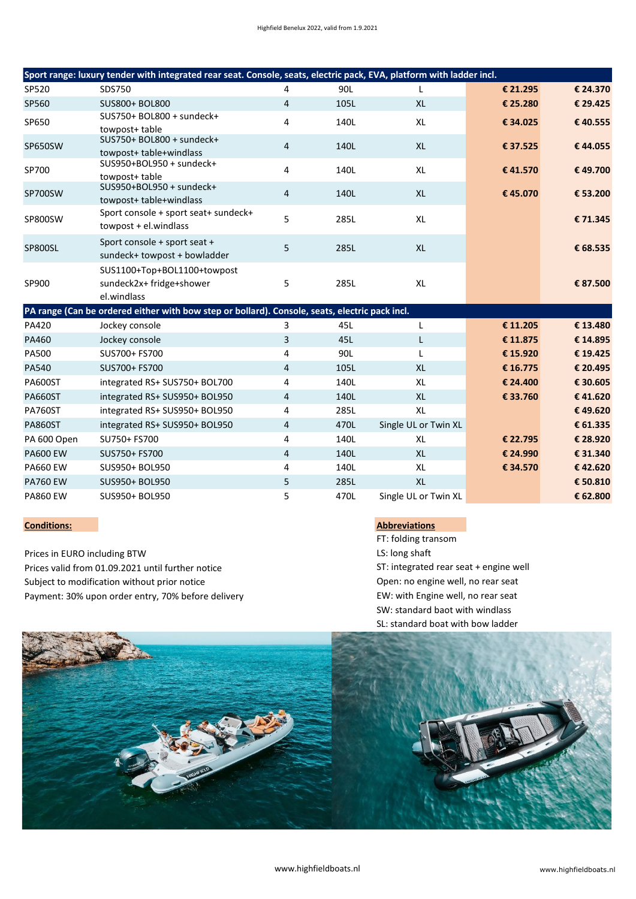| | | | | | | |
|---|---|---|---|---|---|---|
| **Sport range: luxury tender with intgrated rear seat. Console, seats, electric pack, EVA, platform with ladder incl.** | | | | | | |
| SP520 | SDS750 | 4 | 90L | L | **€ 21.295** | **€ 24.370** |
| SP560 | SUS800+ BOL800 | 4 | 105L | XL | **€ 25.280** | **€ 29.425** |
| SP650 | SUS750+ BOL800 + sundeck+ towpost+ table | 4 | 140L | XL | **€ 34.025** | **€ 40.555** |
| SP650SW | SUS750+ BOL800 + sundeck+ towpost+ table+windlass | 4 | 140L | XL | **€ 37.525** | **€ 44.055** |
| SP700 | SUS950+BOL950 + sundeck+ towpost+ table | 4 | 140L | XL | **€ 41.570** | **€ 49.700** |
| SP700SW | SUS950+BOL950 + sundeck+ towpost+ table+windlass | 4 | 140L | XL | **€ 45.070** | **€ 53.200** |
| SP800SW | Sport console + sport seat+ sundeck+ towpost + el.windlass | 5 | 285L | XL | | **€ 71.345** |
| SP800SL | Sport console + sport seat + sundeck+ towpost + bowladder | 5 | 285L | XL | | **€ 68.535** |
| SP900 | SUS1100+Top+BOL1100+towpost sundeck2x+ fridge+shower el.windlass | 5 | 285L | XL | | **€ 87.500** |
| **PA range (Can be ordered either with bow step or bollard). Console, seats, electric pack incl.** | | | | | | |
| PA420 | Jockey console | 3 | 45L | L | **€ 11.205** | **€ 13.480** |
| PA460 | Jockey console | 3 | 45L | L | **€ 11.875** | **€ 14.895** |
| PA500 | SUS700+ FS700 | 4 | 90L | L | **€ 15.920** | **€ 19.425** |
| PA540 | SUS700+ FS700 | 4 | 105L | XL | **€ 16.775** | **€ 20.495** |
| PA600ST | integrated RS+ SUS750+ BOL700 | 4 | 140L | XL | **€ 24.400** | **€ 30.605** |
| PA660ST | integrated RS+ SUS950+ BOL950 | 4 | 140L | XL | **€ 33.760** | **€ 41.620** |
| PA760ST | integrated RS+ SUS950+ BOL950 | 4 | 285L | XL | | **€ 49.620** |
| PA860ST | integrated RS+ SUS950+ BOL950 | 4 | 470L | Single UL or Twin XL | | **€ 61.335** |
| PA 600 Open | SU750+ FS700 | 4 | 140L | XL | **€ 22.795** | **€ 28.920** |
| PA600 EW | SUS750+ FS700 | 4 | 140L | XL | **€ 24.990** | **€ 31.340** |
| PA660 EW | SUS950+ BOL950 | 4 | 140L | XL | **€ 34.570** | **€ 42.620** |
| PA760 EW | SUS950+ BOL950 | 5 | 285L | XL | | **€ 50.810** |
| PA860 EW | SUS950+ BOL950 | 5 | 470L | Single UL or Twin XL | | **€ 62.800** |

**Conditions:**

Prices in EURO including BTW
Prices valid from 01.09.2021 until further notice
Subject to modification without prior notice
Payment: 30% upon order entry, 70% before delivery

**Abbreviations**

FT: folding transom
LS: long shaft
ST: integrated rear seat + engine well
Open: no engine well, no rear seat
EW: with Engine well, no rear seat
SW: standard baot with windlass
SL: standard boat with bow ladder

www.highfieldboats.nl